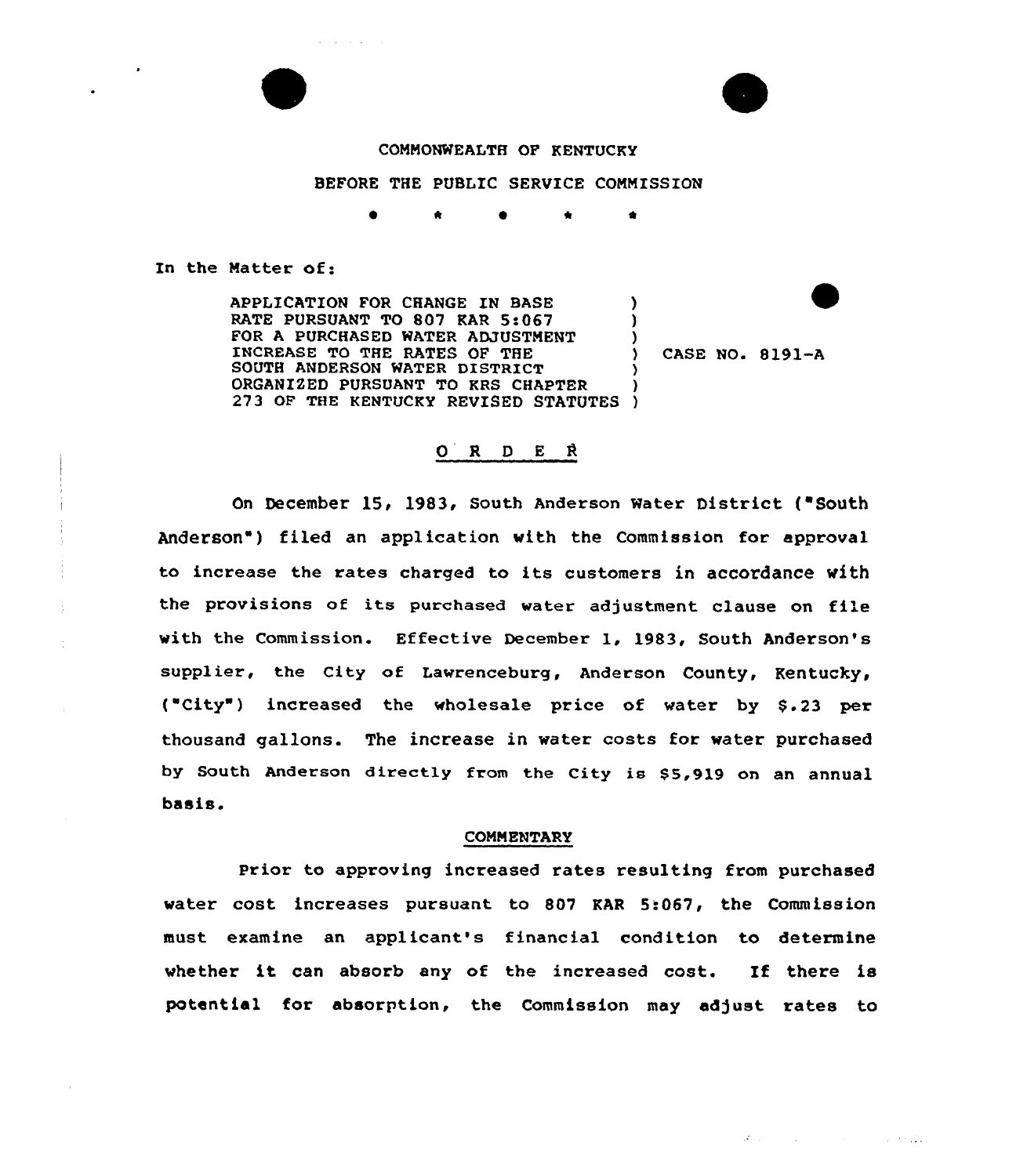COMMONWEALTH OF KENTUCKY

BEFORE THE PUBLIC SERVICE COMMISSION

\* \* \* \* \*

In the Matter of:

| | | |
|---|---|---|
| APPLICATION FOR CHANGE IN BASE RATE PURSUANT TO 807 KAR 5:067 FOR A PURCHASED WATER ADJUSTMENT INCREASE TO THE RATES OF THE SOUTH ANDERSON WATER DISTRICT ORGANIZED PURSUANT TO KRS CHAPTER 273 OF THE KENTUCKY REVISED STATUTES | ) | CASE NO. 8191-A |

## O R D E R

On December 15, 1983, South Anderson Water District ("South Anderson") filed an application with the Commission for approval to increase the rates charged to its customers in accordance with the provisions of its purchased water adjustment clause on file with the Commission. Effective December 1, 1983, South Anderson's supplier, the City of Lawrenceburg, Anderson County, Kentucky, ("City") increased the wholesale price of water by $.23 per thousand gallons. The increase in water costs for water purchased by South Anderson directly from the City is $5,919 on an annual basis.

### COMMENTARY

Prior to approving increased rates resulting from purchased water cost increases pursuant to 807 KAR 5:067, the Commission must examine an applicant's financial condition to determine whether it can absorb any of the increased cost. If there is potential for absorption, the Commission may adjust rates to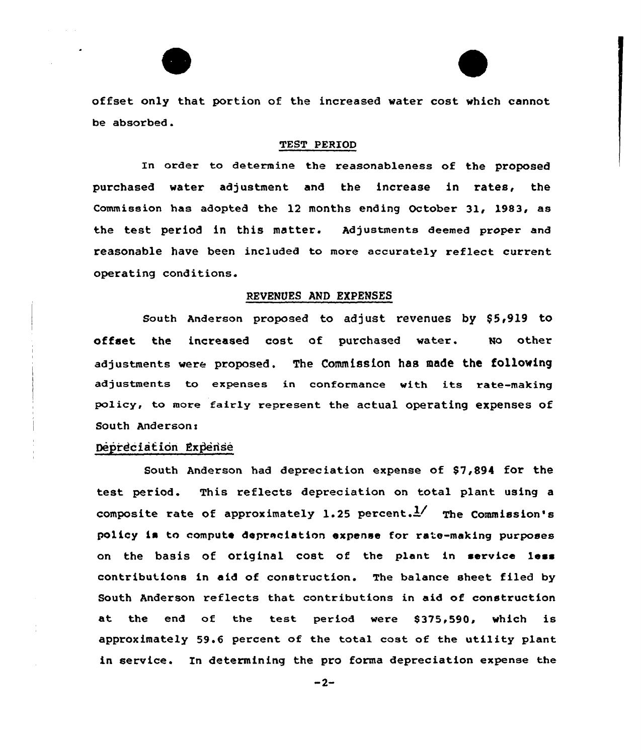offset only that portion of the increased water cost which cannot be absorbed.

## TEST PERIOD

In order to determine the reasonableness of the proposed purchased water adjustment and the increase in rates, the Commission has adopted the 12 months ending October 31, 1983, as the test period in this matter. Adjustments deemed proper and reasonable have been included to more accurately reflect current operating conditions.

## REVENUES AND EXPENSES

South Anderson proposed to adjust revenues by $5,919 to offset the increased cost of purchased water. No other adjustments were proposed. The Commission has made the following adjustments to expenses in conformance with its rate-making policy, to more fairly represent the actual operating expenses of South Anderson:

### Depreciation Expense

South Anderson had depreciation expense of $7,894 for the test period. This reflects depreciation on total plant using a composite rate of approximately 1.25 percent.[1] The Commission's policy is to compute depreciation expense for rate-making purposes on the basis of original cost of the plant in service less contributions in aid of construction. The balance sheet filed by South Anderson reflects that contributions in aid of construction at the end of the test period were $375,590, which is approximately 59.6 percent of the total cost of the utility plant in service. In determining the pro forma depreciation expense the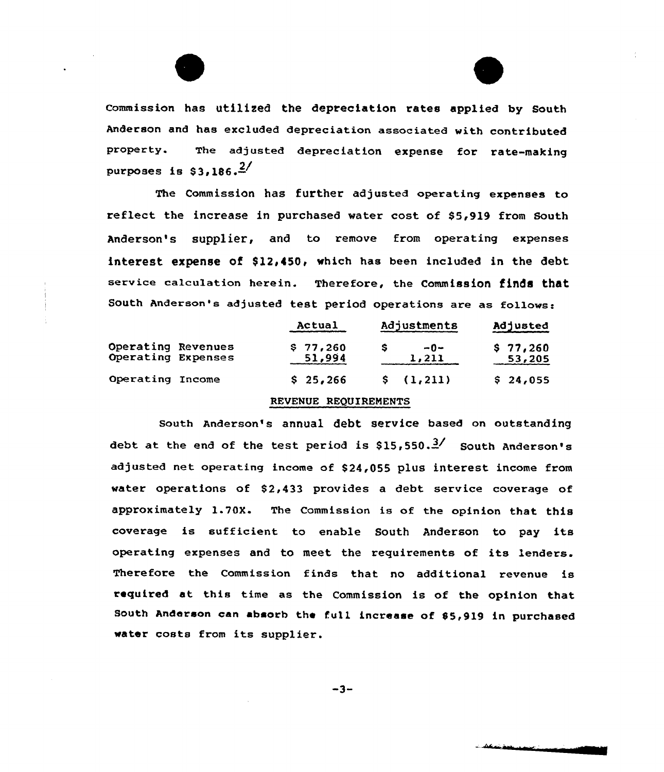Commission has utilized the depreciation rates applied by South Anderson and has excluded depreciation associated with contributed property. The adjusted depreciation expense for rate-making purposes is $3,186.[2]

The Commission has further adjusted operating expenses to reflect the increase in purchased water cost of $5,919 from South Anderson's supplier, and to remove from operating expenses interest expense of $12,450, which has been included in the debt service calculation herein. Therefore, the Commission finds that South Anderson's adjusted test period operations are as follows:

| | Actual | Adjustments | Adjusted |
|---|---|---|---|
| Operating Revenues | $ 77,260 | $ -0- | $ 77,260 |
| Operating Expenses | 51,994 | 1,211 | 53,205 |
| Operating Income | $ 25,266 | $ (1,211) | $ 24,055 |

REVENUE REQUIREMENTS

South Anderson's annual debt service based on outstanding debt at the end of the test period is $15,550.[3] South Anderson's adjusted net operating income of $24,055 plus interest income from water operations of $2,433 provides a debt service coverage of approximately 1.70X. The Commission is of the opinion that this coverage is sufficient to enable South Anderson to pay its operating expenses and to meet the requirements of its lenders. Therefore the Commission finds that no additional revenue is required at this time as the Commission is of the opinion that South Anderson can absorb the full increase of $5,919 in purchased water costs from its supplier.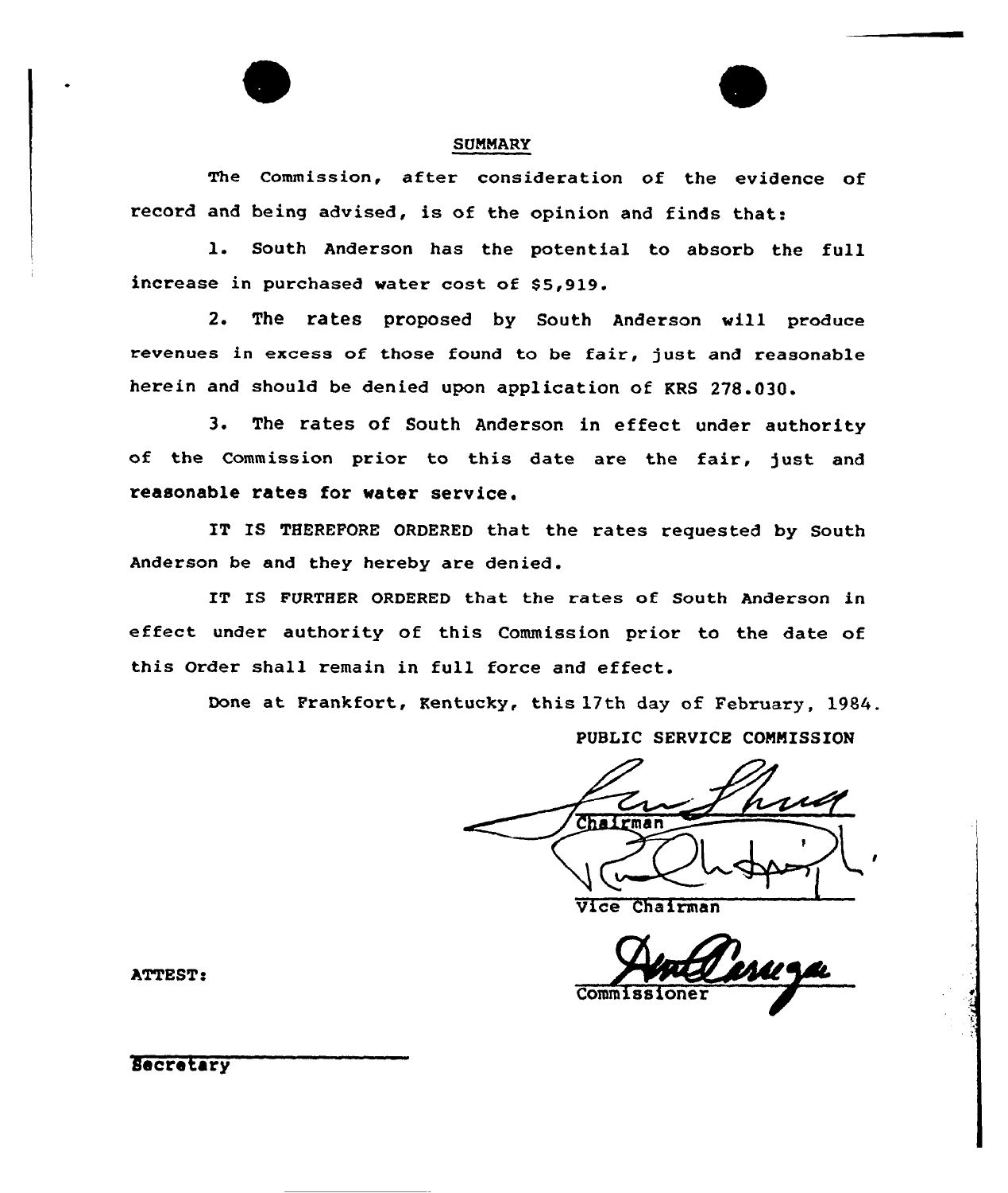## SUMMARY

The Commission, after consideration of the evidence of record and being advised, is of the opinion and finds that:

1. South Anderson has the potential to absorb the full increase in purchased water cost of $5,919.

2. The rates proposed by South Anderson will produce revenues in excess of those found to be fair, just and reasonable herein and should be denied upon application of KRS 278.030.

3. The rates of South Anderson in effect under authority of the Commission prior to this date are the fair, just and reasonable rates for water service.

IT IS THEREFORE ORDERED that the rates requested by South Anderson be and they hereby are denied.

IT IS FURTHER ORDERED that the rates of South Anderson in effect under authority of this Commission prior to the date of this Order shall remain in full force and effect.

Done at Frankfort, Kentucky, this 17th day of February, 1984.

PUBLIC SERVICE COMMISSION

Chairman

Vice Chairman

Commissioner

ATTEST:

Secretary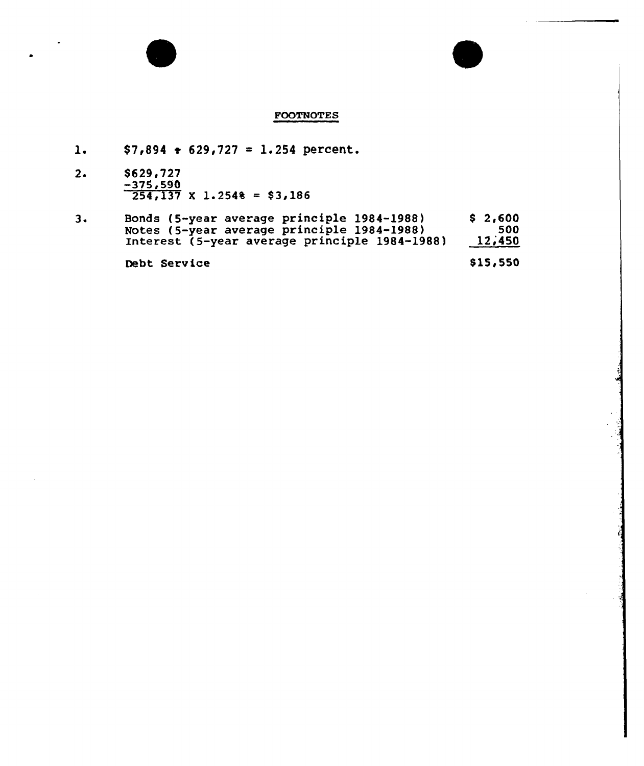# FOOTNOTES

1. $\$7,894 \div 629,727 = 1.254$ percent.

2. 
$$
\begin{array}{r}
\$629,727 \\
-375,590 \\
\hline
254,137
\end{array}
\times 1.254\% = \$3,186
$$

3. 

| | |
|---|---|
| Bonds (5-year average principle 1984-1988) | $ 2,600 |
| Notes (5-year average principle 1984-1988) | 500 |
| Interest (5-year average principle 1984-1988) | 12,450 |
| Debt Service | $15,550 |